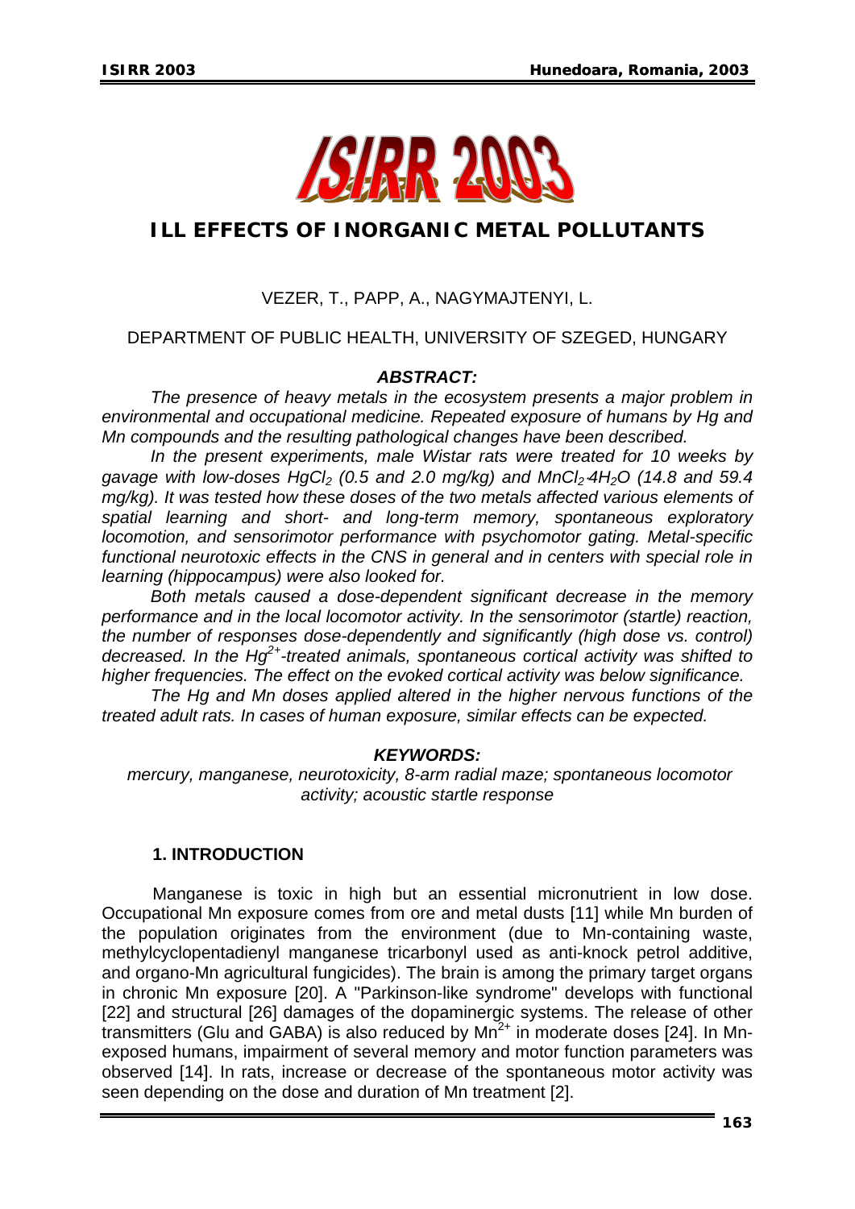# ILL EFFECTS OF INORGANIC METAL POLLUTANTS

VEZER, T., PAPP, A., NAGYMAJTENYI, L.

DEPARTMENT OF PUBLIC HEALTH, UNIVERSITY OF SZEGED, HUNGARY

## *ABSTRACT:*

*The presence of heavy metals in the ecosystem presents a major problem in environmental and occupational medicine. Repeated exposure of humans by Hg and Mn compounds and the resulting pathological changes have been described.*

*In the present experiments, male Wistar rats were treated for 10 weeks by gavage with low-doses $HgCl_2$ (0.5 and 2.0 mg/kg) and $MnCl_2{\cdot}4H_2O$ (14.8 and 59.4 mg/kg). It was tested how these doses of the two metals affected various elements of spatial learning and short- and long-term memory, spontaneous exploratory locomotion, and sensorimotor performance with psychomotor gating. Metal-specific functional neurotoxic effects in the CNS in general and in centers with special role in learning (hippocampus) were also looked for.*

*Both metals caused a dose-dependent significant decrease in the memory performance and in the local locomotor activity. In the sensorimotor (startle) reaction, the number of responses dose-dependently and significantly (high dose vs. control) decreased. In the $Hg^{2+}$-treated animals, spontaneous cortical activity was shifted to higher frequencies. The effect on the evoked cortical activity was below significance.*

*The Hg and Mn doses applied altered in the higher nervous functions of the treated adult rats. In cases of human exposure, similar effects can be expected.*

## *KEYWORDS:*

*mercury, manganese, neurotoxicity, 8-arm radial maze; spontaneous locomotor activity; acoustic startle response*

## 1. INTRODUCTION

Manganese is toxic in high but an essential micronutrient in low dose. Occupational Mn exposure comes from ore and metal dusts [11] while Mn burden of the population originates from the environment (due to Mn-containing waste, methylcyclopentadienyl manganese tricarbonyl used as anti-knock petrol additive, and organo-Mn agricultural fungicides). The brain is among the primary target organs in chronic Mn exposure [20]. A "Parkinson-like syndrome" develops with functional [22] and structural [26] damages of the dopaminergic systems. The release of other transmitters (Glu and GABA) is also reduced by $Mn^{2+}$ in moderate doses [24]. In Mn-exposed humans, impairment of several memory and motor function parameters was observed [14]. In rats, increase or decrease of the spontaneous motor activity was seen depending on the dose and duration of Mn treatment [2].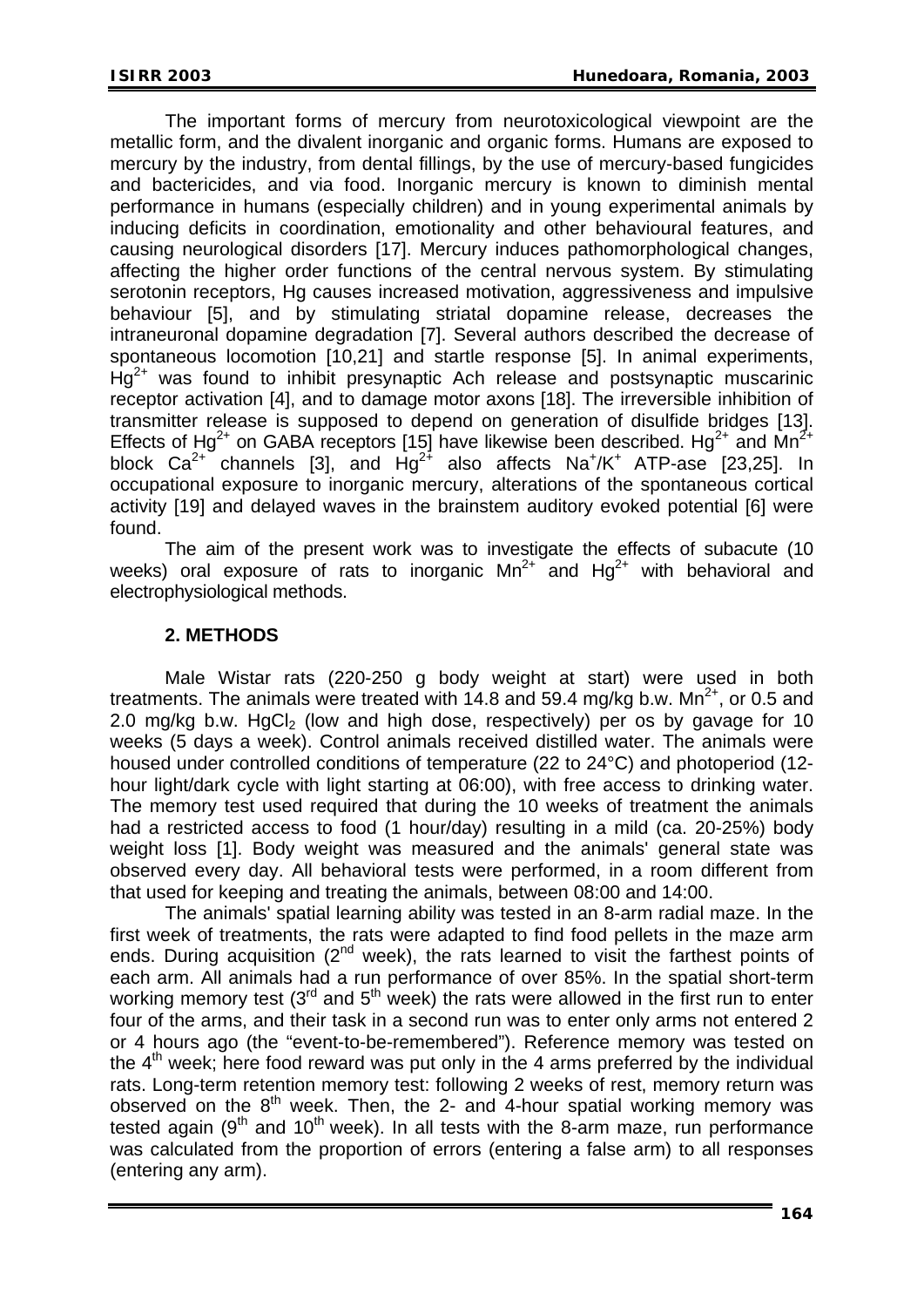The important forms of mercury from neurotoxicological viewpoint are the metallic form, and the divalent inorganic and organic forms. Humans are exposed to mercury by the industry, from dental fillings, by the use of mercury-based fungicides and bactericides, and via food. Inorganic mercury is known to diminish mental performance in humans (especially children) and in young experimental animals by inducing deficits in coordination, emotionality and other behavioural features, and causing neurological disorders [17]. Mercury induces pathomorphological changes, affecting the higher order functions of the central nervous system. By stimulating serotonin receptors, Hg causes increased motivation, aggressiveness and impulsive behaviour [5], and by stimulating striatal dopamine release, decreases the intraneuronal dopamine degradation [7]. Several authors described the decrease of spontaneous locomotion [10,21] and startle response [5]. In animal experiments, $Hg^{2+}$ was found to inhibit presynaptic Ach release and postsynaptic muscarinic receptor activation [4], and to damage motor axons [18]. The irreversible inhibition of transmitter release is supposed to depend on generation of disulfide bridges [13]. Effects of $Hg^{2+}$ on GABA receptors [15] have likewise been described. $Hg^{2+}$ and $Mn^{2+}$ block $Ca^{2+}$ channels [3], and $Hg^{2+}$ also affects $Na^+/K^+$ ATP-ase [23,25]. In occupational exposure to inorganic mercury, alterations of the spontaneous cortical activity [19] and delayed waves in the brainstem auditory evoked potential [6] were found.

The aim of the present work was to investigate the effects of subacute (10 weeks) oral exposure of rats to inorganic $Mn^{2+}$ and $Hg^{2+}$ with behavioral and electrophysiological methods.

## 2. METHODS

Male Wistar rats (220-250 g body weight at start) were used in both treatments. The animals were treated with 14.8 and 59.4 mg/kg b.w. $Mn^{2+}$, or 0.5 and 2.0 mg/kg b.w. $HgCl_2$ (low and high dose, respectively) per os by gavage for 10 weeks (5 days a week). Control animals received distilled water. The animals were housed under controlled conditions of temperature (22 to 24°C) and photoperiod (12-hour light/dark cycle with light starting at 06:00), with free access to drinking water. The memory test used required that during the 10 weeks of treatment the animals had a restricted access to food (1 hour/day) resulting in a mild (ca. 20-25%) body weight loss [1]. Body weight was measured and the animals' general state was observed every day. All behavioral tests were performed, in a room different from that used for keeping and treating the animals, between 08:00 and 14:00.

The animals' spatial learning ability was tested in an 8-arm radial maze. In the first week of treatments, the rats were adapted to find food pellets in the maze arm ends. During acquisition (2nd week), the rats learned to visit the farthest points of each arm. All animals had a run performance of over 85%. In the spatial short-term working memory test (3rd and 5th week) the rats were allowed in the first run to enter four of the arms, and their task in a second run was to enter only arms not entered 2 or 4 hours ago (the "event-to-be-remembered"). Reference memory was tested on the 4th week; here food reward was put only in the 4 arms preferred by the individual rats. Long-term retention memory test: following 2 weeks of rest, memory return was observed on the 8th week. Then, the 2- and 4-hour spatial working memory was tested again (9th and 10th week). In all tests with the 8-arm maze, run performance was calculated from the proportion of errors (entering a false arm) to all responses (entering any arm).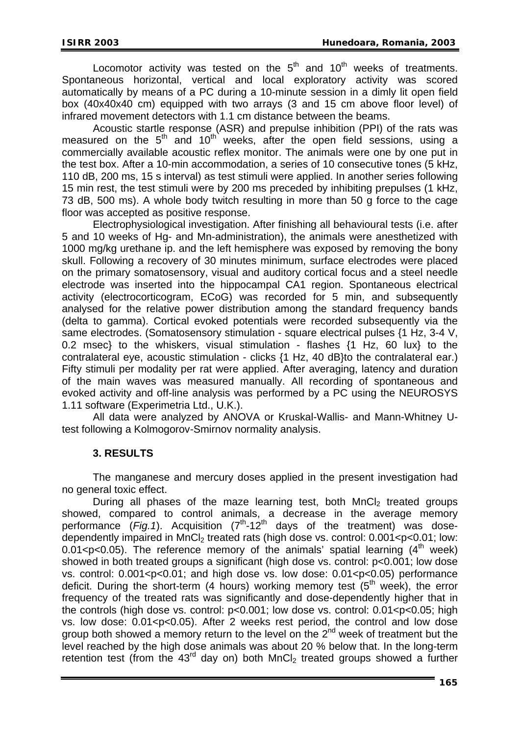Locomotor activity was tested on the 5$^{th}$ and 10$^{th}$ weeks of treatments. Spontaneous horizontal, vertical and local exploratory activity was scored automatically by means of a PC during a 10-minute session in a dimly lit open field box (40x40x40 cm) equipped with two arrays (3 and 15 cm above floor level) of infrared movement detectors with 1.1 cm distance between the beams.

Acoustic startle response (ASR) and prepulse inhibition (PPI) of the rats was measured on the 5$^{th}$ and 10$^{th}$ weeks, after the open field sessions, using a commercially available acoustic reflex monitor. The animals were one by one put in the test box. After a 10-min accommodation, a series of 10 consecutive tones (5 kHz, 110 dB, 200 ms, 15 s interval) as test stimuli were applied. In another series following 15 min rest, the test stimuli were by 200 ms preceded by inhibiting prepulses (1 kHz, 73 dB, 500 ms). A whole body twitch resulting in more than 50 g force to the cage floor was accepted as positive response.

Electrophysiological investigation. After finishing all behavioural tests (i.e. after 5 and 10 weeks of Hg- and Mn-administration), the animals were anesthetized with 1000 mg/kg urethane ip. and the left hemisphere was exposed by removing the bony skull. Following a recovery of 30 minutes minimum, surface electrodes were placed on the primary somatosensory, visual and auditory cortical focus and a steel needle electrode was inserted into the hippocampal CA1 region. Spontaneous electrical activity (electrocorticogram, ECoG) was recorded for 5 min, and subsequently analysed for the relative power distribution among the standard frequency bands (delta to gamma). Cortical evoked potentials were recorded subsequently via the same electrodes. (Somatosensory stimulation - square electrical pulses {1 Hz, 3-4 V, 0.2 msec} to the whiskers, visual stimulation - flashes {1 Hz, 60 lux} to the contralateral eye, acoustic stimulation - clicks {1 Hz, 40 dB}to the contralateral ear.) Fifty stimuli per modality per rat were applied. After averaging, latency and duration of the main waves was measured manually. All recording of spontaneous and evoked activity and off-line analysis was performed by a PC using the NEUROSYS 1.11 software (Experimetria Ltd., U.K.).

All data were analyzed by ANOVA or Kruskal-Wallis- and Mann-Whitney U-test following a Kolmogorov-Smirnov normality analysis.

## 3. RESULTS

The manganese and mercury doses applied in the present investigation had no general toxic effect.

During all phases of the maze learning test, both $MnCl_2$ treated groups showed, compared to control animals, a decrease in the average memory performance (*Fig.1*). Acquisition (7$^{th}$-12$^{th}$ days of the treatment) was dose-dependently impaired in $MnCl_2$ treated rats (high dose vs. control: $0.001<p<0.01$; low: $0.01<p<0.05$). The reference memory of the animals' spatial learning (4$^{th}$ week) showed in both treated groups a significant (high dose vs. control: $p<0.001$; low dose vs. control: $0.001<p<0.01$; and high dose vs. low dose: $0.01<p<0.05$) performance deficit. During the short-term (4 hours) working memory test (5$^{th}$ week), the error frequency of the treated rats was significantly and dose-dependently higher that in the controls (high dose vs. control: $p<0.001$; low dose vs. control: $0.01<p<0.05$; high vs. low dose: $0.01<p<0.05$). After 2 weeks rest period, the control and low dose group both showed a memory return to the level on the 2$^{nd}$ week of treatment but the level reached by the high dose animals was about 20 % below that. In the long-term retention test (from the 43$^{rd}$ day on) both $MnCl_2$ treated groups showed a further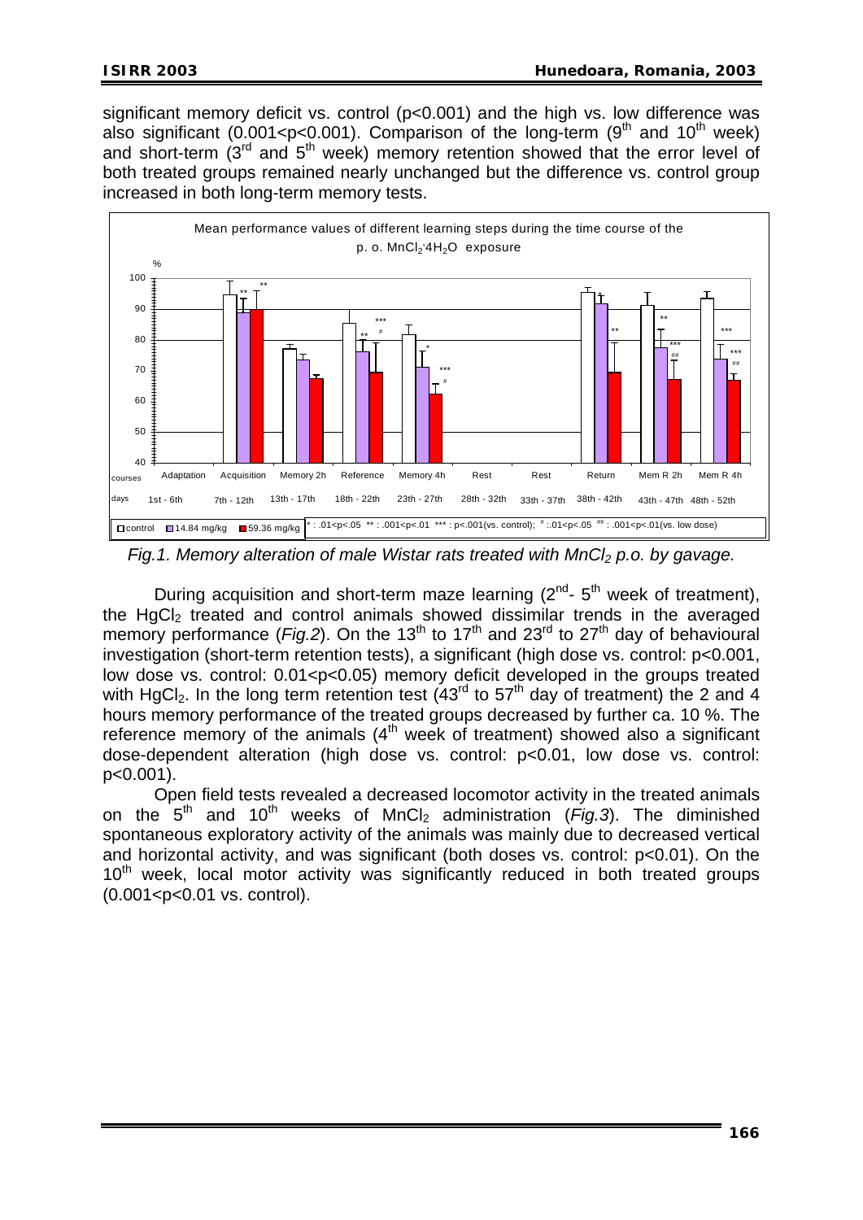significant memory deficit vs. control ($p<0.001$) and the high vs. low difference was also significant ($0.001<p<0.001$). Comparison of the long-term (9[th] and 10[th] week) and short-term (3[rd] and 5[th] week) memory retention showed that the error level of both treated groups remained nearly unchanged but the difference vs. control group increased in both long-term memory tests.

*Fig.1. Memory alteration of male Wistar rats treated with $MnCl_2$ p.o. by gavage.*

During acquisition and short-term maze learning (2[nd]- 5[th] week of treatment), the $HgCl_2$ treated and control animals showed dissimilar trends in the averaged memory performance (*Fig.2*). On the 13[th] to 17[th] and 23[rd] to 27[th] day of behavioural investigation (short-term retention tests), a significant (high dose vs. control: $p<0.001$, low dose vs. control: $0.01<p<0.05$) memory deficit developed in the groups treated with $HgCl_2$. In the long term retention test (43[rd] to 57[th] day of treatment) the 2 and 4 hours memory performance of the treated groups decreased by further ca. 10 %. The reference memory of the animals (4[th] week of treatment) showed also a significant dose-dependent alteration (high dose vs. control: $p<0.01$, low dose vs. control: $p<0.001$).

Open field tests revealed a decreased locomotor activity in the treated animals on the 5[th] and 10[th] weeks of $MnCl_2$ administration (*Fig.3*). The diminished spontaneous exploratory activity of the animals was mainly due to decreased vertical and horizontal activity, and was significant (both doses vs. control: $p<0.01$). On the 10[th] week, local motor activity was significantly reduced in both treated groups ($0.001<p<0.01$ vs. control).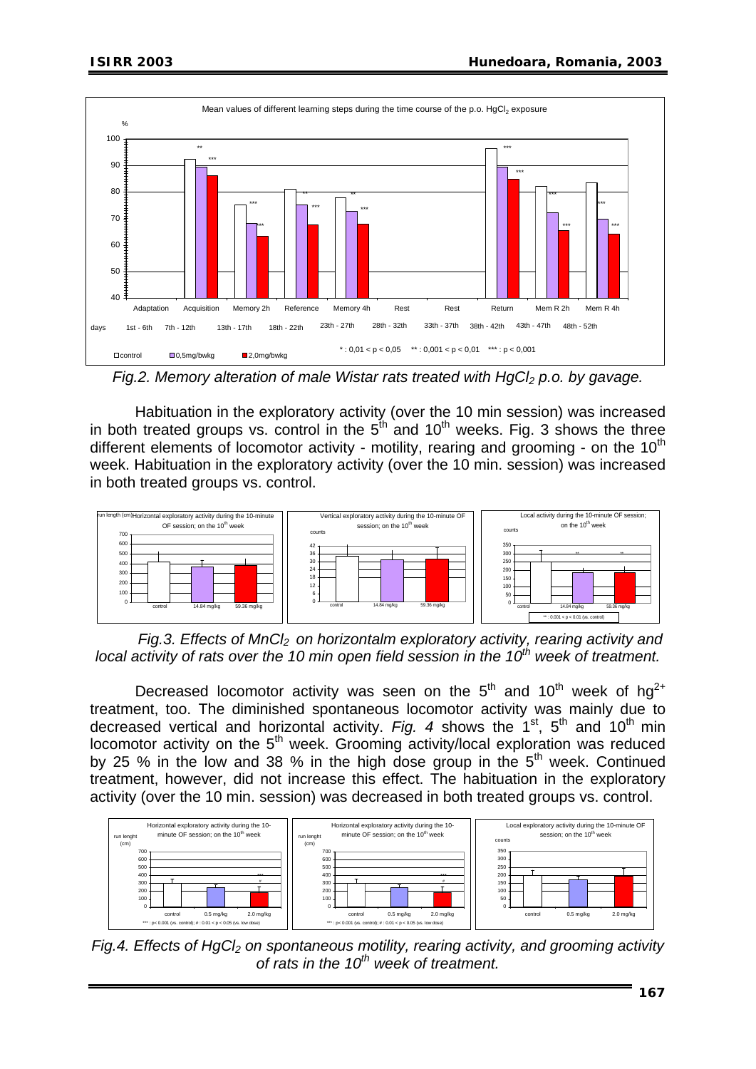Fig.2. Memory alteration of male Wistar rats treated with $HgCl_2$ p.o. by gavage.

Habituation in the exploratory activity (over the 10 min session) was increased in both treated groups vs. control in the $5^{th}$ and $10^{th}$ weeks. Fig. 3 shows the three different elements of locomotor activity - motility, rearing and grooming - on the $10^{th}$ week. Habituation in the exploratory activity (over the 10 min. session) was increased in both treated groups vs. control.

Fig.3. Effects of $MnCl_2$ on horizontalm exploratory activity, rearing activity and local activity of rats over the 10 min open field session in the $10^{th}$ week of treatment.

Decreased locomotor activity was seen on the $5^{th}$ and $10^{th}$ week of $hg^{2+}$ treatment, too. The diminished spontaneous locomotor activity was mainly due to decreased vertical and horizontal activity. *Fig. 4* shows the $1^{st}$, $5^{th}$ and $10^{th}$ min locomotor activity on the $5^{th}$ week. Grooming activity/local exploration was reduced by 25 % in the low and 38 % in the high dose group in the $5^{th}$ week. Continued treatment, however, did not increase this effect. The habituation in the exploratory activity (over the 10 min. session) was decreased in both treated groups vs. control.

Fig.4. Effects of $HgCl_2$ on spontaneous motility, rearing activity, and grooming activity of rats in the $10^{th}$ week of treatment.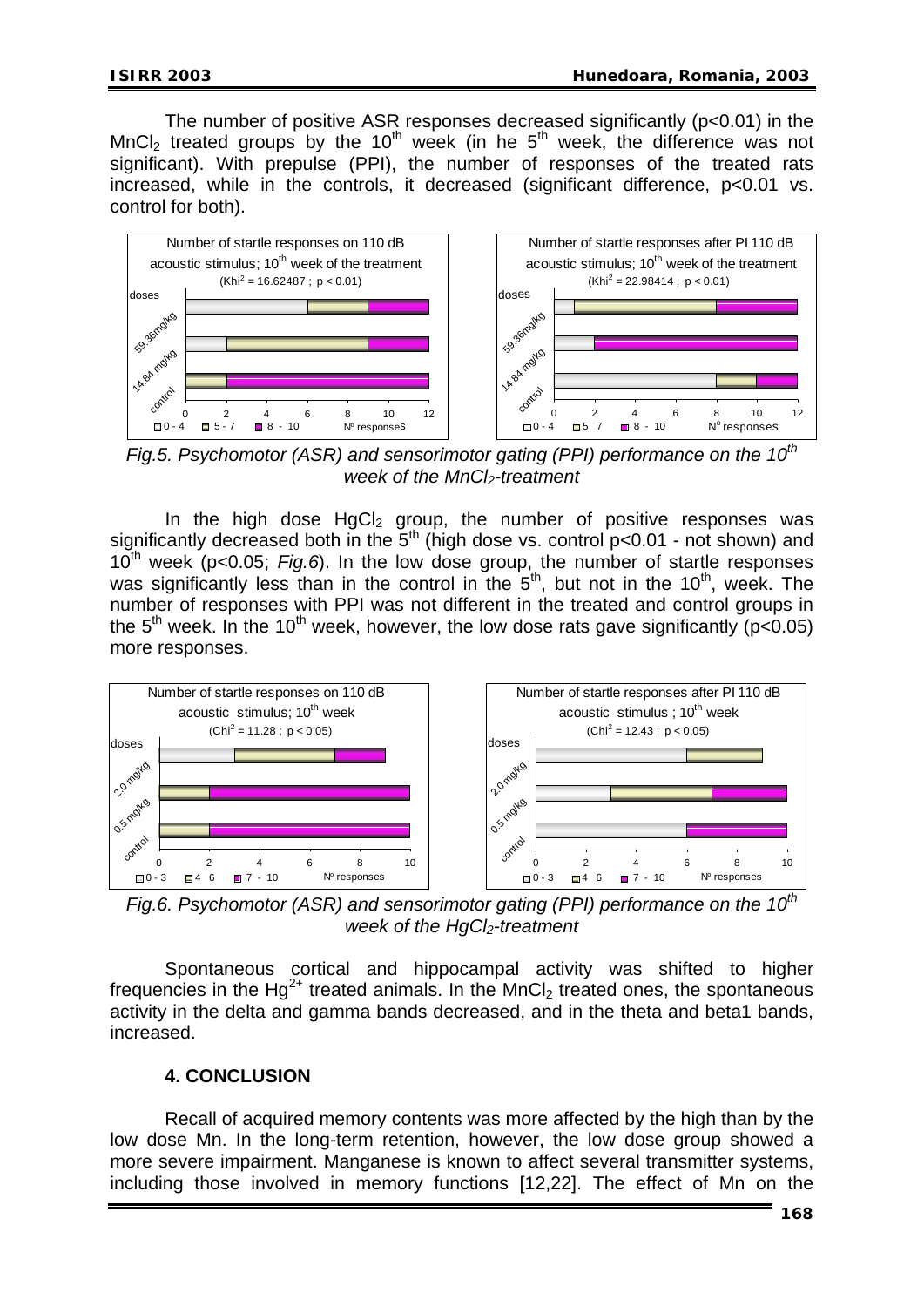The number of positive ASR responses decreased significantly ($p<0.01$) in the $MnCl_2$ treated groups by the 10th week (in he 5th week, the difference was not significant). With prepulse (PPI), the number of responses of the treated rats increased, while in the controls, it decreased (significant difference, $p<0.01$ vs. control for both).

*Fig.5. Psychomotor (ASR) and sensorimotor gating (PPI) performance on the 10th week of the $MnCl_2$-treatment*

In the high dose $HgCl_2$ group, the number of positive responses was significantly decreased both in the 5th (high dose vs. control $p<0.01$ - not shown) and 10th week ($p<0.05$; *Fig.6*). In the low dose group, the number of startle responses was significantly less than in the control in the 5th, but not in the 10th, week. The number of responses with PPI was not different in the treated and control groups in the 5th week. In the 10th week, however, the low dose rats gave significantly ($p<0.05$) more responses.

*Fig.6. Psychomotor (ASR) and sensorimotor gating (PPI) performance on the 10th week of the $HgCl_2$-treatment*

Spontaneous cortical and hippocampal activity was shifted to higher frequencies in the $Hg^{2+}$ treated animals. In the $MnCl_2$ treated ones, the spontaneous activity in the delta and gamma bands decreased, and in the theta and beta1 bands, increased.

## 4. CONCLUSION

Recall of acquired memory contents was more affected by the high than by the low dose Mn. In the long-term retention, however, the low dose group showed a more severe impairment. Manganese is known to affect several transmitter systems, including those involved in memory functions [12,22]. The effect of Mn on the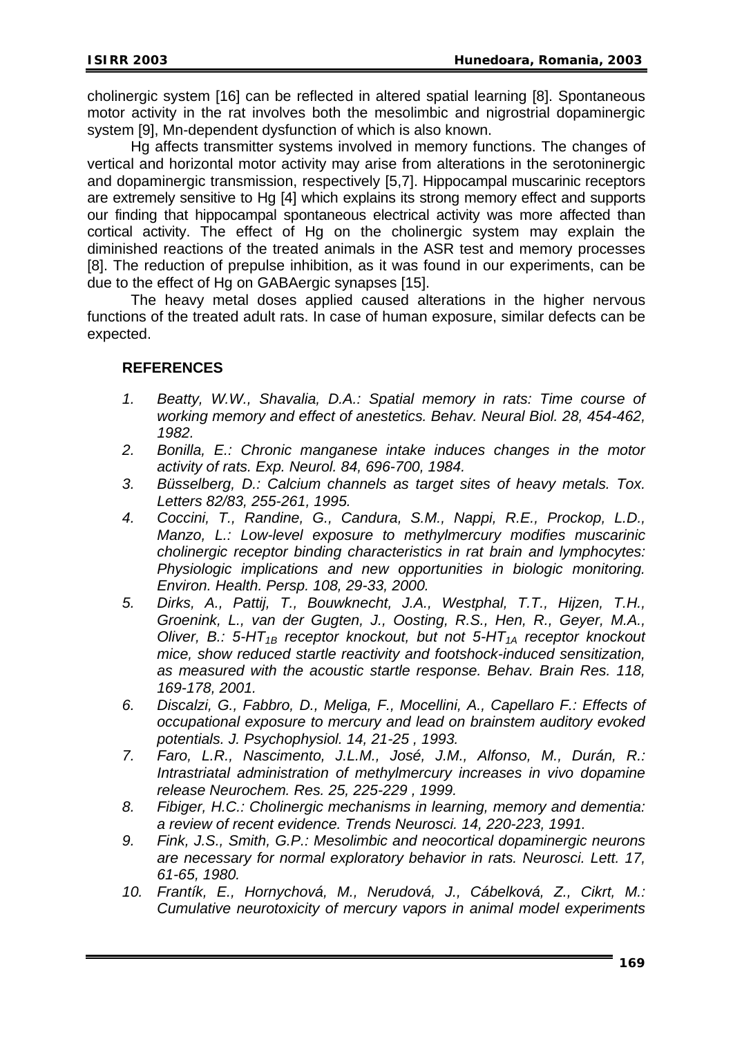cholinergic system [16] can be reflected in altered spatial learning [8]. Spontaneous motor activity in the rat involves both the mesolimbic and nigrostrial dopaminergic system [9], Mn-dependent dysfunction of which is also known.

Hg affects transmitter systems involved in memory functions. The changes of vertical and horizontal motor activity may arise from alterations in the serotoninergic and dopaminergic transmission, respectively [5,7]. Hippocampal muscarinic receptors are extremely sensitive to Hg [4] which explains its strong memory effect and supports our finding that hippocampal spontaneous electrical activity was more affected than cortical activity. The effect of Hg on the cholinergic system may explain the diminished reactions of the treated animals in the ASR test and memory processes [8]. The reduction of prepulse inhibition, as it was found in our experiments, can be due to the effect of Hg on GABAergic synapses [15].

The heavy metal doses applied caused alterations in the higher nervous functions of the treated adult rats. In case of human exposure, similar defects can be expected.

## REFERENCES

1. *Beatty, W.W., Shavalia, D.A.: Spatial memory in rats: Time course of working memory and effect of anestetics. Behav. Neural Biol. 28, 454-462, 1982.*
2. *Bonilla, E.: Chronic manganese intake induces changes in the motor activity of rats. Exp. Neurol. 84, 696-700, 1984.*
3. *Büsselberg, D.: Calcium channels as target sites of heavy metals. Tox. Letters 82/83, 255-261, 1995.*
4. *Coccini, T., Randine, G., Candura, S.M., Nappi, R.E., Prockop, L.D., Manzo, L.: Low-level exposure to methylmercury modifies muscarinic cholinergic receptor binding characteristics in rat brain and lymphocytes: Physiologic implications and new opportunities in biologic monitoring. Environ. Health. Persp. 108, 29-33, 2000.*
5. *Dirks, A., Pattij, T., Bouwknecht, J.A., Westphal, T.T., Hijzen, T.H., Groenink, L., van der Gugten, J., Oosting, R.S., Hen, R., Geyer, M.A., Oliver, B.: 5-HT$_{1B}$ receptor knockout, but not 5-HT$_{1A}$ receptor knockout mice, show reduced startle reactivity and footshock-induced sensitization, as measured with the acoustic startle response. Behav. Brain Res. 118, 169-178, 2001.*
6. *Discalzi, G., Fabbro, D., Meliga, F., Mocellini, A., Capellaro F.: Effects of occupational exposure to mercury and lead on brainstem auditory evoked potentials. J. Psychophysiol. 14, 21-25 , 1993.*
7. *Faro, L.R., Nascimento, J.L.M., José, J.M., Alfonso, M., Durán, R.: Intrastriatal administration of methylmercury increases in vivo dopamine release Neurochem. Res. 25, 225-229 , 1999.*
8. *Fibiger, H.C.: Cholinergic mechanisms in learning, memory and dementia: a review of recent evidence. Trends Neurosci. 14, 220-223, 1991.*
9. *Fink, J.S., Smith, G.P.: Mesolimbic and neocortical dopaminergic neurons are necessary for normal exploratory behavior in rats. Neurosci. Lett. 17, 61-65, 1980.*
10. *Frantík, E., Hornychová, M., Nerudová, J., Cábelková, Z., Cikrt, M.: Cumulative neurotoxicity of mercury vapors in animal model experiments*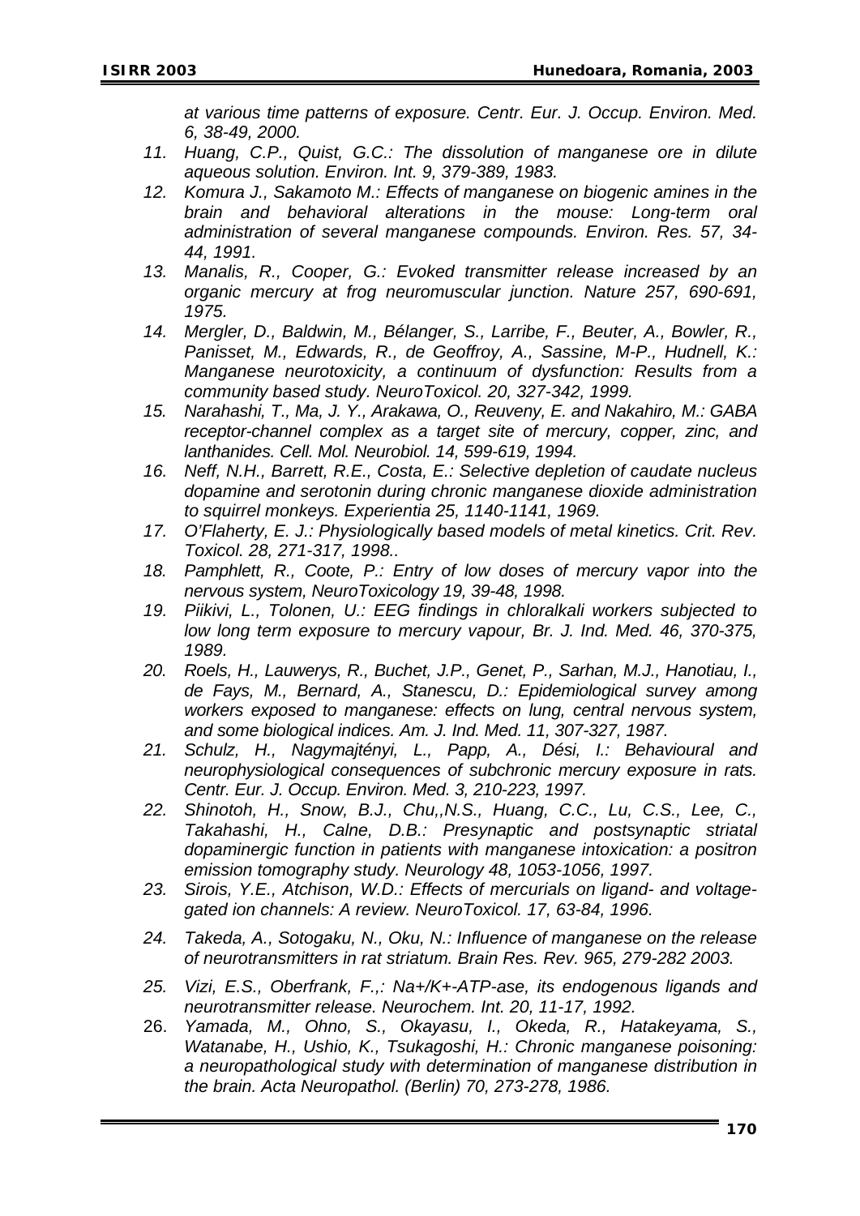*at various time patterns of exposure. Centr. Eur. J. Occup. Environ. Med. 6, 38-49, 2000.*

11. *Huang, C.P., Quist, G.C.: The dissolution of manganese ore in dilute aqueous solution. Environ. Int. 9, 379-389, 1983.*
12. *Komura J., Sakamoto M.: Effects of manganese on biogenic amines in the brain and behavioral alterations in the mouse: Long-term oral administration of several manganese compounds. Environ. Res. 57, 34-44, 1991.*
13. *Manalis, R., Cooper, G.: Evoked transmitter release increased by an organic mercury at frog neuromuscular junction. Nature 257, 690-691, 1975.*
14. *Mergler, D., Baldwin, M., Bélanger, S., Larribe, F., Beuter, A., Bowler, R., Panisset, M., Edwards, R., de Geoffroy, A., Sassine, M-P., Hudnell, K.: Manganese neurotoxicity, a continuum of dysfunction: Results from a community based study. NeuroToxicol. 20, 327-342, 1999.*
15. *Narahashi, T., Ma, J. Y., Arakawa, O., Reuveny, E. and Nakahiro, M.: GABA receptor-channel complex as a target site of mercury, copper, zinc, and lanthanides. Cell. Mol. Neurobiol. 14, 599-619, 1994.*
16. *Neff, N.H., Barrett, R.E., Costa, E.: Selective depletion of caudate nucleus dopamine and serotonin during chronic manganese dioxide administration to squirrel monkeys. Experientia 25, 1140-1141, 1969.*
17. *O'Flaherty, E. J.: Physiologically based models of metal kinetics. Crit. Rev. Toxicol. 28, 271-317, 1998..*
18. *Pamphlett, R., Coote, P.: Entry of low doses of mercury vapor into the nervous system, NeuroToxicology 19, 39-48, 1998.*
19. *Piikivi, L., Tolonen, U.: EEG findings in chloralkali workers subjected to low long term exposure to mercury vapour, Br. J. Ind. Med. 46, 370-375, 1989.*
20. *Roels, H., Lauwerys, R., Buchet, J.P., Genet, P., Sarhan, M.J., Hanotiau, I., de Fays, M., Bernard, A., Stanescu, D.: Epidemiological survey among workers exposed to manganese: effects on lung, central nervous system, and some biological indices. Am. J. Ind. Med. 11, 307-327, 1987.*
21. *Schulz, H., Nagymajtényi, L., Papp, A., Dési, I.: Behavioural and neurophysiological consequences of subchronic mercury exposure in rats. Centr. Eur. J. Occup. Environ. Med. 3, 210-223, 1997.*
22. *Shinotoh, H., Snow, B.J., Chu,,N.S., Huang, C.C., Lu, C.S., Lee, C., Takahashi, H., Calne, D.B.: Presynaptic and postsynaptic striatal dopaminergic function in patients with manganese intoxication: a positron emission tomography study. Neurology 48, 1053-1056, 1997.*
23. *Sirois, Y.E., Atchison, W.D.: Effects of mercurials on ligand- and voltage-gated ion channels: A review. NeuroToxicol. 17, 63-84, 1996.*
24. *Takeda, A., Sotogaku, N., Oku, N.: Influence of manganese on the release of neurotransmitters in rat striatum. Brain Res. Rev. 965, 279-282 2003.*
25. *Vizi, E.S., Oberfrank, F.,: Na+/K+-ATP-ase, its endogenous ligands and neurotransmitter release. Neurochem. Int. 20, 11-17, 1992.*
26. *Yamada, M., Ohno, S., Okayasu, I., Okeda, R., Hatakeyama, S., Watanabe, H., Ushio, K., Tsukagoshi, H.: Chronic manganese poisoning: a neuropathological study with determination of manganese distribution in the brain. Acta Neuropathol. (Berlin) 70, 273-278, 1986.*